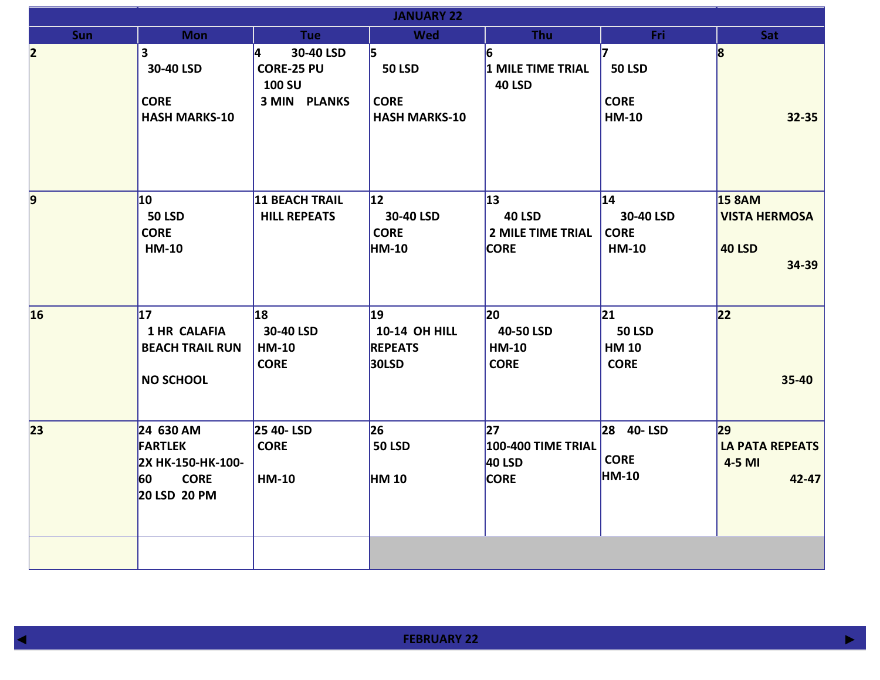# JANUARY 22

| Sun | Mon | Tue | Wed | Thu | Fri | Sat |
|---|---|---|---|---|---|---|
| 2 | 3<br>30-40 LSD<br><br>CORE<br>HASH MARKS-10 | 4 30-40 LSD<br>CORE-25 PU<br>100 SU<br>3 MIN PLANKS | 5<br>50 LSD<br><br>CORE<br>HASH MARKS-10 | 6<br>1 MILE TIME TRIAL<br>40 LSD | 7<br>50 LSD<br><br>CORE<br>HM-10 | 8<br><br><br><br>32-35 |
| 9 | 10<br>50 LSD<br>CORE<br>HM-10 | 11 BEACH TRAIL<br>HILL REPEATS | 12<br>30-40 LSD<br>CORE<br>HM-10 | 13<br>40 LSD<br>2 MILE TIME TRIAL<br>CORE | 14<br>30-40 LSD<br>CORE<br>HM-10 | 15 8AM<br>VISTA HERMOSA<br><br>40 LSD<br>34-39 |
| 16 | 17<br>1 HR CALAFIA<br>BEACH TRAIL RUN<br><br>NO SCHOOL | 18<br>30-40 LSD<br>HM-10<br>CORE | 19<br>10-14 OH HILL<br>REPEATS<br>30LSD | 20<br>40-50 LSD<br>HM-10<br>CORE | 21<br>50 LSD<br>HM 10<br>CORE | 22<br><br><br><br>35-40 |
| 23 | 24 630 AM<br>FARTLEK<br>2X HK-150-HK-100-60 CORE<br>20 LSD 20 PM | 25 40- LSD<br>CORE<br><br>HM-10 | 26<br>50 LSD<br><br>HM 10 | 27<br>100-400 TIME TRIAL<br>40 LSD<br>CORE | 28 40- LSD<br><br>CORE<br>HM-10 | 29<br>LA PATA REPEATS<br>4-5 MI<br>42-47 |
| | | | | | | |

FEBRUARY 22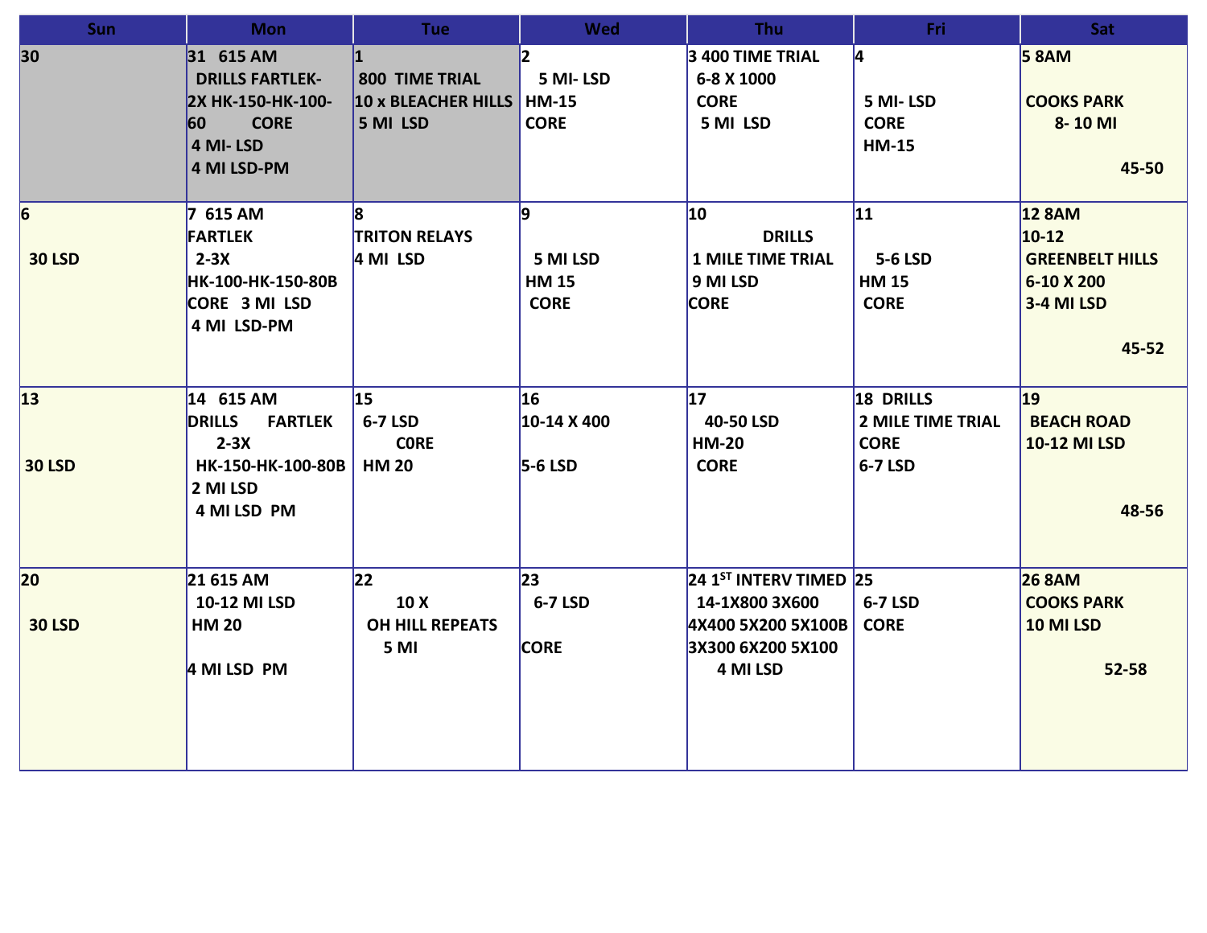| Sun | Mon | Tue | Wed | Thu | Fri | Sat |
|---|---|---|---|---|---|---|
| 30 | 31 615 AM<br>DRILLS FARTLEK-<br>2X HK-150-HK-100-60 CORE<br>4 MI- LSD<br>4 MI LSD-PM | 1<br>800 TIME TRIAL<br>10 x BLEACHER HILLS<br>5 MI LSD | 2<br>5 MI- LSD<br>HM-15<br>CORE | 3 400 TIME TRIAL<br>6-8 X 1000<br>CORE<br>5 MI LSD | 4<br>5 MI- LSD<br>CORE<br>HM-15 | 5 8AM<br>COOKS PARK<br>8- 10 MI<br>45-50 |
| 6<br>30 LSD | 7 615 AM<br>FARTLEK<br>2-3X<br>HK-100-HK-150-80B<br>CORE 3 MI LSD<br>4 MI LSD-PM | 8<br>TRITON RELAYS<br>4 MI LSD | 9<br>5 MI LSD<br>HM 15<br>CORE | 10<br>DRILLS<br>1 MILE TIME TRIAL<br>9 MI LSD<br>CORE | 11<br>5-6 LSD<br>HM 15<br>CORE | 12 8AM<br>10-12<br>GREENBELT HILLS<br>6-10 X 200<br>3-4 MI LSD<br>45-52 |
| 13<br>30 LSD | 14 615 AM<br>DRILLS FARTLEK<br>2-3X<br>HK-150-HK-100-80B<br>2 MI LSD<br>4 MI LSD PM | 15<br>6-7 LSD<br>C0RE<br>HM 20 | 16<br>10-14 X 400<br>5-6 LSD | 17<br>40-50 LSD<br>HM-20<br>CORE | 18 DRILLS<br>2 MILE TIME TRIAL<br>CORE<br>6-7 LSD | 19<br>BEACH ROAD<br>10-12 MI LSD<br>48-56 |
| 20<br>30 LSD | 21 615 AM<br>10-12 MI LSD<br>HM 20<br>4 MI LSD PM | 22<br>10 X<br>OH HILL REPEATS<br>5 MI | 23<br>6-7 LSD<br>CORE | 24 1ST INTERV TIMED<br>14-1X800 3X600<br>4X400 5X200 5X100B<br>3X300 6X200 5X100<br>4 MI LSD | 25<br>6-7 LSD<br>CORE | 26 8AM<br>COOKS PARK<br>10 MI LSD<br>52-58 |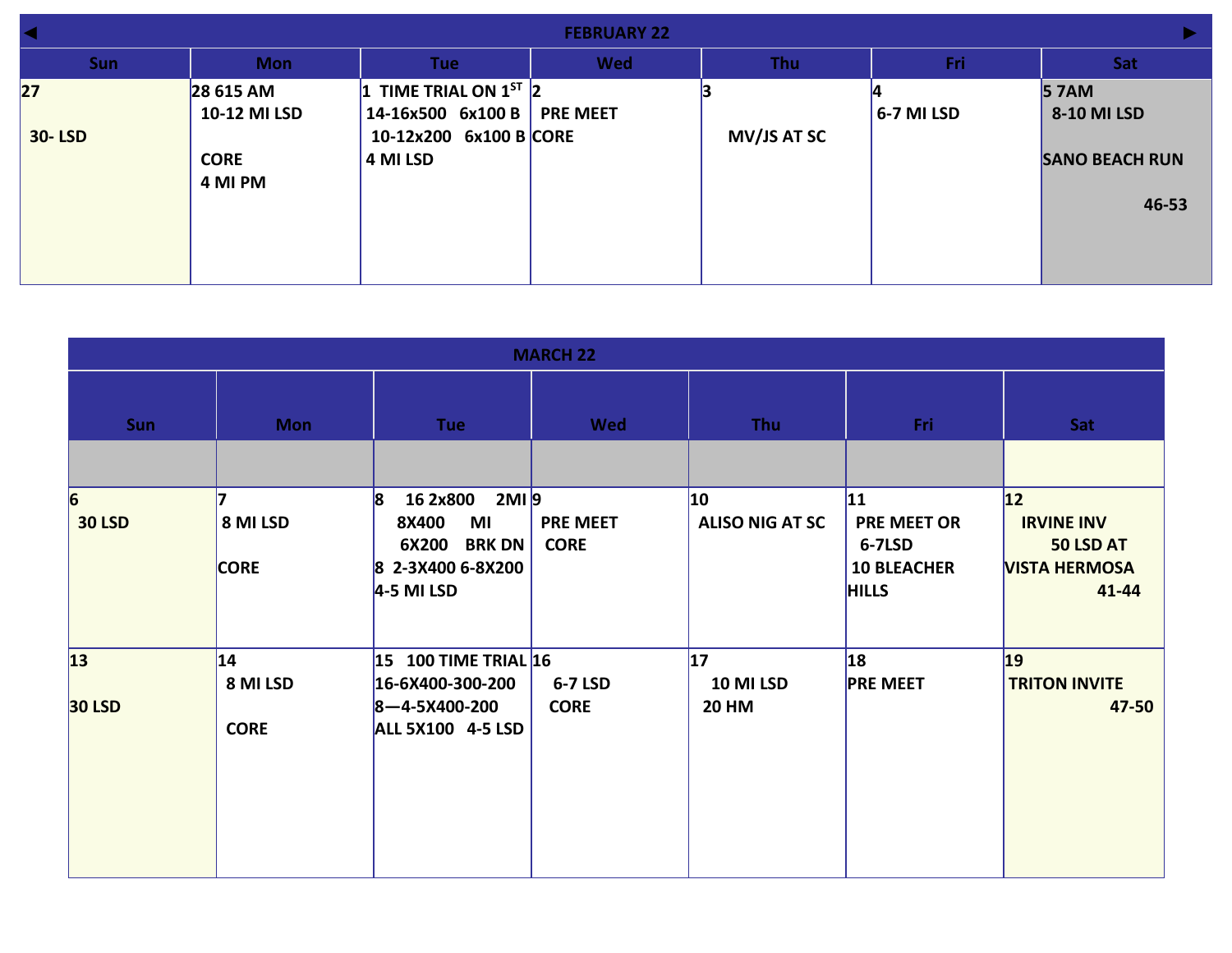## FEBRUARY 22

| Sun | Mon | Tue | Wed | Thu | Fri | Sat |
| --- | --- | --- | --- | --- | --- | --- |
| 27<br>30- LSD | 28 615 AM<br>10-12 MI LSD<br>CORE<br>4 MI PM | 1 TIME TRIAL ON 1ST<br>14-16x500 6x100 B<br>10-12x200 6x100 B<br>4 MI LSD | 2<br>PRE MEET<br>CORE | 3<br>MV/JS AT SC | 4<br>6-7 MI LSD | 5 7AM<br>8-10 MI LSD<br>SANO BEACH RUN<br>46-53 |

## MARCH 22

| Sun | Mon | Tue | Wed | Thu | Fri | Sat |
| --- | --- | --- | --- | --- | --- | --- |
| | | | | | | |
| 6<br>30 LSD | 7<br>8 MI LSD<br>CORE | 8 16 2x800 2MI<br>8X400 MI<br>6X200 BRK DN<br>8 2-3X400 6-8X200<br>4-5 MI LSD | 9<br>PRE MEET<br>CORE | 10<br>ALISO NIG AT SC | 11<br>PRE MEET OR<br>6-7LSD<br>10 BLEACHER HILLS | 12<br>IRVINE INV<br>50 LSD AT VISTA HERMOSA<br>41-44 |
| 13<br>30 LSD | 14<br>8 MI LSD<br>CORE | 15 100 TIME TRIAL<br>16-6X400-300-200<br>8—4-5X400-200<br>ALL 5X100 4-5 LSD | 16<br>6-7 LSD<br>CORE | 17<br>10 MI LSD<br>20 HM | 18<br>PRE MEET | 19<br>TRITON INVITE<br>47-50 |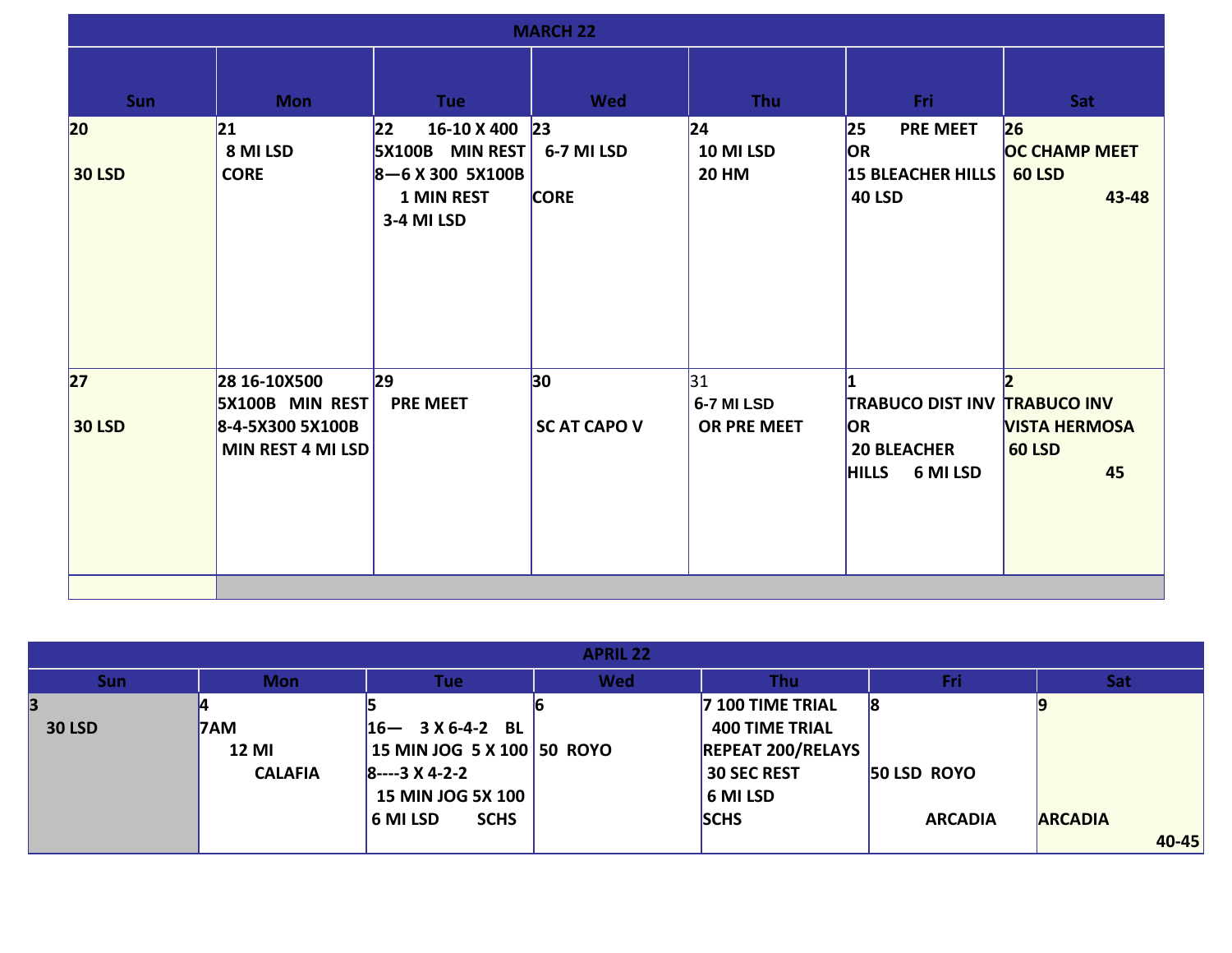## MARCH 22

| Sun | Mon | Tue | Wed | Thu | Fri | Sat |
|---|---|---|---|---|---|---|
| 20<br>30 LSD | 21<br>8 MI LSD<br>CORE | 22 16-10 X 400<br>5X100B MIN REST<br>8—6 X 300 5X100B<br>1 MIN REST<br>3-4 MI LSD | 23<br>6-7 MI LSD<br>CORE | 24<br>10 MI LSD<br>20 HM | 25 PRE MEET<br>OR<br>15 BLEACHER HILLS<br>40 LSD | 26<br>OC CHAMP MEET<br>60 LSD<br>43-48 |
| 27<br>30 LSD | 28 16-10X500<br>5X100B MIN REST<br>8-4-5X300 5X100B<br>MIN REST 4 MI LSD | 29<br>PRE MEET | 30<br>SC AT CAPO V | 31<br>6-7 MI LSD<br>OR PRE MEET | 1<br>TRABUCO DIST INV<br>OR<br>20 BLEACHER<br>HILLS 6 MI LSD | 2<br>TRABUCO INV<br>VISTA HERMOSA<br>60 LSD<br>45 |

## APRIL 22

| Sun | Mon | Tue | Wed | Thu | Fri | Sat |
|---|---|---|---|---|---|---|
| 3<br>30 LSD | 4<br>7AM<br>12 MI<br>CALAFIA | 5<br>16— 3 X 6-4-2 BL<br>15 MIN JOG 5 X 100<br>8----3 X 4-2-2<br>15 MIN JOG 5X 100<br>6 MI LSD SCHS | 6<br>50 ROYO | 7 100 TIME TRIAL<br>400 TIME TRIAL<br>REPEAT 200/RELAYS<br>30 SEC REST<br>6 MI LSD<br>SCHS | 8<br>50 LSD ROYO<br>ARCADIA | 9<br>ARCADIA<br>40-45 |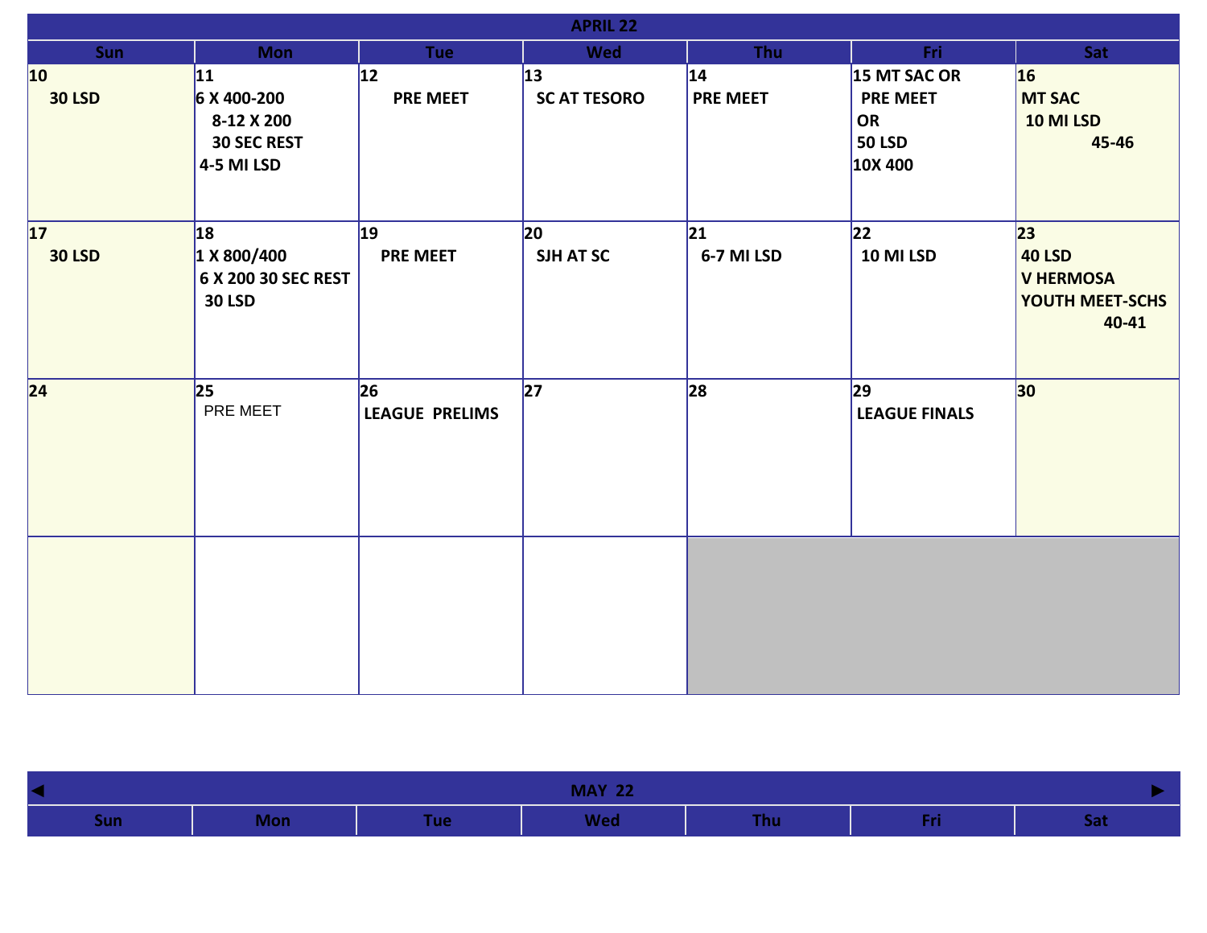## APRIL 22

| Sun | Mon | Tue | Wed | Thu | Fri | Sat |
|---|---|---|---|---|---|---|
| 10<br>30 LSD | 11<br>6 X 400-200<br>8-12 X 200<br>30 SEC REST<br>4-5 MI LSD | 12<br>PRE MEET | 13<br>SC AT TESORO | 14<br>PRE MEET | 15 MT SAC OR<br>PRE MEET<br>OR<br>50 LSD<br>10X 400 | 16<br>MT SAC<br>10 MI LSD<br>45-46 |
| 17<br>30 LSD | 18<br>1 X 800/400<br>6 X 200 30 SEC REST<br>30 LSD | 19<br>PRE MEET | 20<br>SJH AT SC | 21<br>6-7 MI LSD | 22<br>10 MI LSD | 23<br>40 LSD<br>V HERMOSA<br>YOUTH MEET-SCHS<br>40-41 |
| 24 | 25<br>PRE MEET | 26<br>LEAGUE PRELIMS | 27 | 28 | 29<br>LEAGUE FINALS | 30 |
| | | | | | | |

## MAY 22

| Sun | Mon | Tue | Wed | Thu | Fri | Sat |
|---|---|---|---|---|---|---|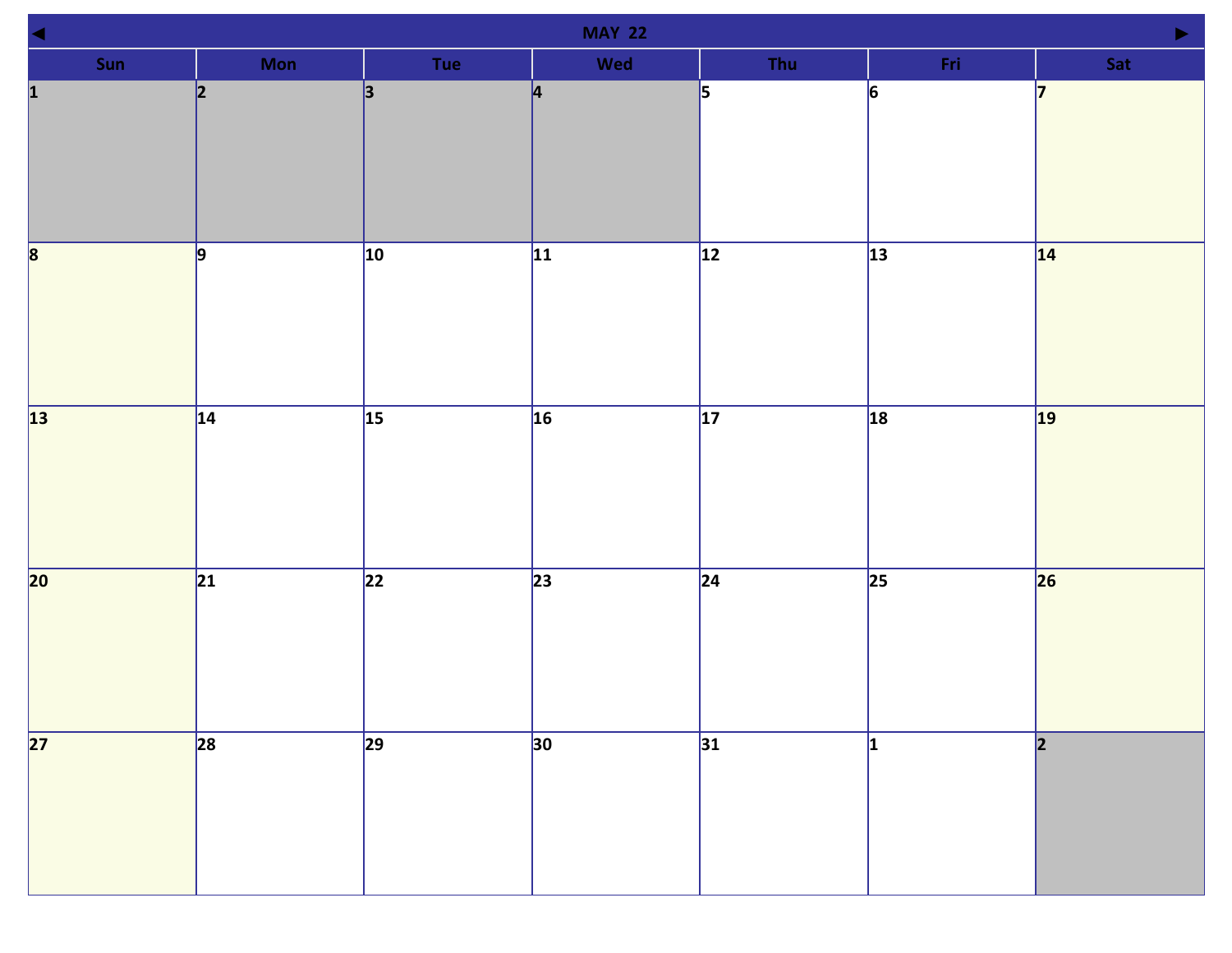◀ MAY 22 ▶

| Sun | Mon | Tue | Wed | Thu | Fri | Sat |
|---|---|---|---|---|---|---|
| 1 | 2 | 3 | 4 | 5 | 6 | 7 |
| 8 | 9 | 10 | 11 | 12 | 13 | 14 |
| 13 | 14 | 15 | 16 | 17 | 18 | 19 |
| 20 | 21 | 22 | 23 | 24 | 25 | 26 |
| 27 | 28 | 29 | 30 | 31 | 1 | 2 |